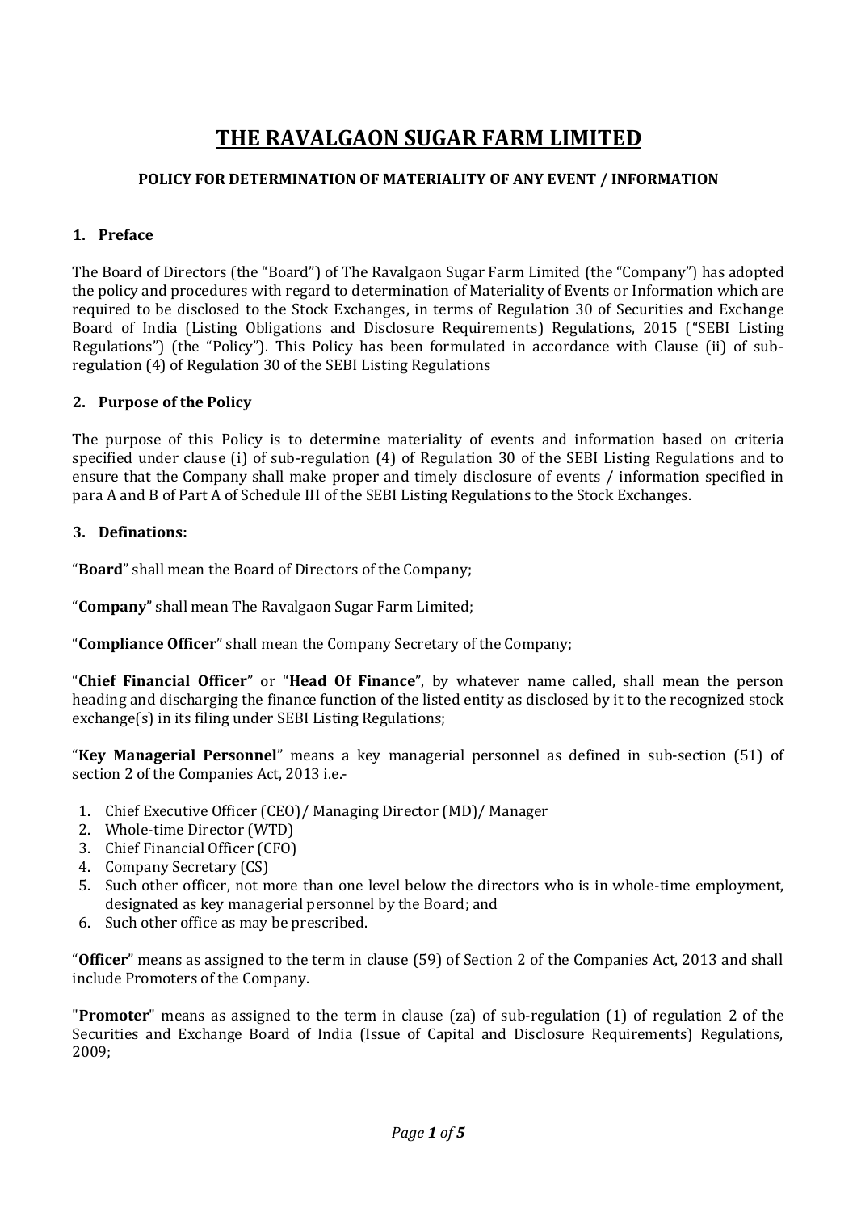# THE RAVALGAON SUGAR FARM LIMITED

## POLICY FOR DETERMINATION OF MATERIALITY OF ANY EVENT / INFORMATION

### 1. Preface

The Board of Directors (the "Board") of The Ravalgaon Sugar Farm Limited (the "Company") has adopted the policy and procedures with regard to determination of Materiality of Events or Information which are required to be disclosed to the Stock Exchanges, in terms of Regulation 30 of Securities and Exchange Board of India (Listing Obligations and Disclosure Requirements) Regulations, 2015 ("SEBI Listing Regulations") (the "Policy"). This Policy has been formulated in accordance with Clause (ii) of sub-regulation (4) of Regulation 30 of the SEBI Listing Regulations

### 2. Purpose of the Policy

The purpose of this Policy is to determine materiality of events and information based on criteria specified under clause (i) of sub-regulation (4) of Regulation 30 of the SEBI Listing Regulations and to ensure that the Company shall make proper and timely disclosure of events / information specified in para A and B of Part A of Schedule III of the SEBI Listing Regulations to the Stock Exchanges.

### 3. Definations:

"**Board**" shall mean the Board of Directors of the Company;

"**Company**" shall mean The Ravalgaon Sugar Farm Limited;

"**Compliance Officer**" shall mean the Company Secretary of the Company;

"**Chief Financial Officer**" or "**Head Of Finance**", by whatever name called, shall mean the person heading and discharging the finance function of the listed entity as disclosed by it to the recognized stock exchange(s) in its filing under SEBI Listing Regulations;

"**Key Managerial Personnel**" means a key managerial personnel as defined in sub-section (51) of section 2 of the Companies Act, 2013 i.e.-

1. Chief Executive Officer (CEO)/ Managing Director (MD)/ Manager
2. Whole-time Director (WTD)
3. Chief Financial Officer (CFO)
4. Company Secretary (CS)
5. Such other officer, not more than one level below the directors who is in whole-time employment, designated as key managerial personnel by the Board; and
6. Such other office as may be prescribed.

"**Officer**" means as assigned to the term in clause (59) of Section 2 of the Companies Act, 2013 and shall include Promoters of the Company.

"**Promoter**" means as assigned to the term in clause (za) of sub-regulation (1) of regulation 2 of the Securities and Exchange Board of India (Issue of Capital and Disclosure Requirements) Regulations, 2009;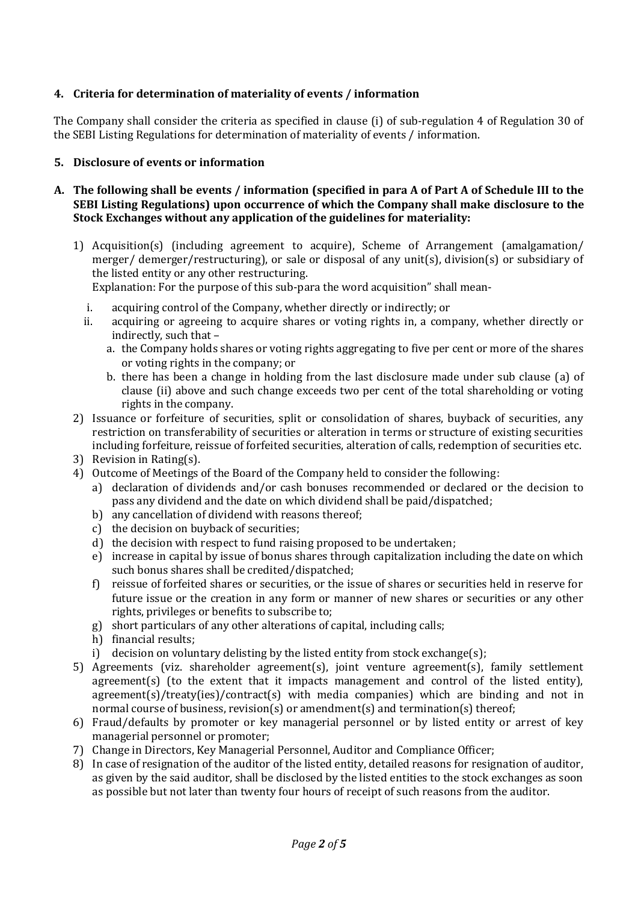## 4. Criteria for determination of materiality of events / information

The Company shall consider the criteria as specified in clause (i) of sub-regulation 4 of Regulation 30 of the SEBI Listing Regulations for determination of materiality of events / information.

## 5. Disclosure of events or information

### A. The following shall be events / information (specified in para A of Part A of Schedule III to the SEBI Listing Regulations) upon occurrence of which the Company shall make disclosure to the Stock Exchanges without any application of the guidelines for materiality:

1) Acquisition(s) (including agreement to acquire), Scheme of Arrangement (amalgamation/ merger/ demerger/restructuring), or sale or disposal of any unit(s), division(s) or subsidiary of the listed entity or any other restructuring.
   Explanation: For the purpose of this sub-para the word acquisition" shall mean-
   i. acquiring control of the Company, whether directly or indirectly; or
   ii. acquiring or agreeing to acquire shares or voting rights in, a company, whether directly or indirectly, such that –
      a. the Company holds shares or voting rights aggregating to five per cent or more of the shares or voting rights in the company; or
      b. there has been a change in holding from the last disclosure made under sub clause (a) of clause (ii) above and such change exceeds two per cent of the total shareholding or voting rights in the company.
2) Issuance or forfeiture of securities, split or consolidation of shares, buyback of securities, any restriction on transferability of securities or alteration in terms or structure of existing securities including forfeiture, reissue of forfeited securities, alteration of calls, redemption of securities etc.
3) Revision in Rating(s).
4) Outcome of Meetings of the Board of the Company held to consider the following:
   a) declaration of dividends and/or cash bonuses recommended or declared or the decision to pass any dividend and the date on which dividend shall be paid/dispatched;
   b) any cancellation of dividend with reasons thereof;
   c) the decision on buyback of securities;
   d) the decision with respect to fund raising proposed to be undertaken;
   e) increase in capital by issue of bonus shares through capitalization including the date on which such bonus shares shall be credited/dispatched;
   f) reissue of forfeited shares or securities, or the issue of shares or securities held in reserve for future issue or the creation in any form or manner of new shares or securities or any other rights, privileges or benefits to subscribe to;
   g) short particulars of any other alterations of capital, including calls;
   h) financial results;
   i) decision on voluntary delisting by the listed entity from stock exchange(s);
5) Agreements (viz. shareholder agreement(s), joint venture agreement(s), family settlement agreement(s) (to the extent that it impacts management and control of the listed entity), agreement(s)/treaty(ies)/contract(s) with media companies) which are binding and not in normal course of business, revision(s) or amendment(s) and termination(s) thereof;
6) Fraud/defaults by promoter or key managerial personnel or by listed entity or arrest of key managerial personnel or promoter;
7) Change in Directors, Key Managerial Personnel, Auditor and Compliance Officer;
8) In case of resignation of the auditor of the listed entity, detailed reasons for resignation of auditor, as given by the said auditor, shall be disclosed by the listed entities to the stock exchanges as soon as possible but not later than twenty four hours of receipt of such reasons from the auditor.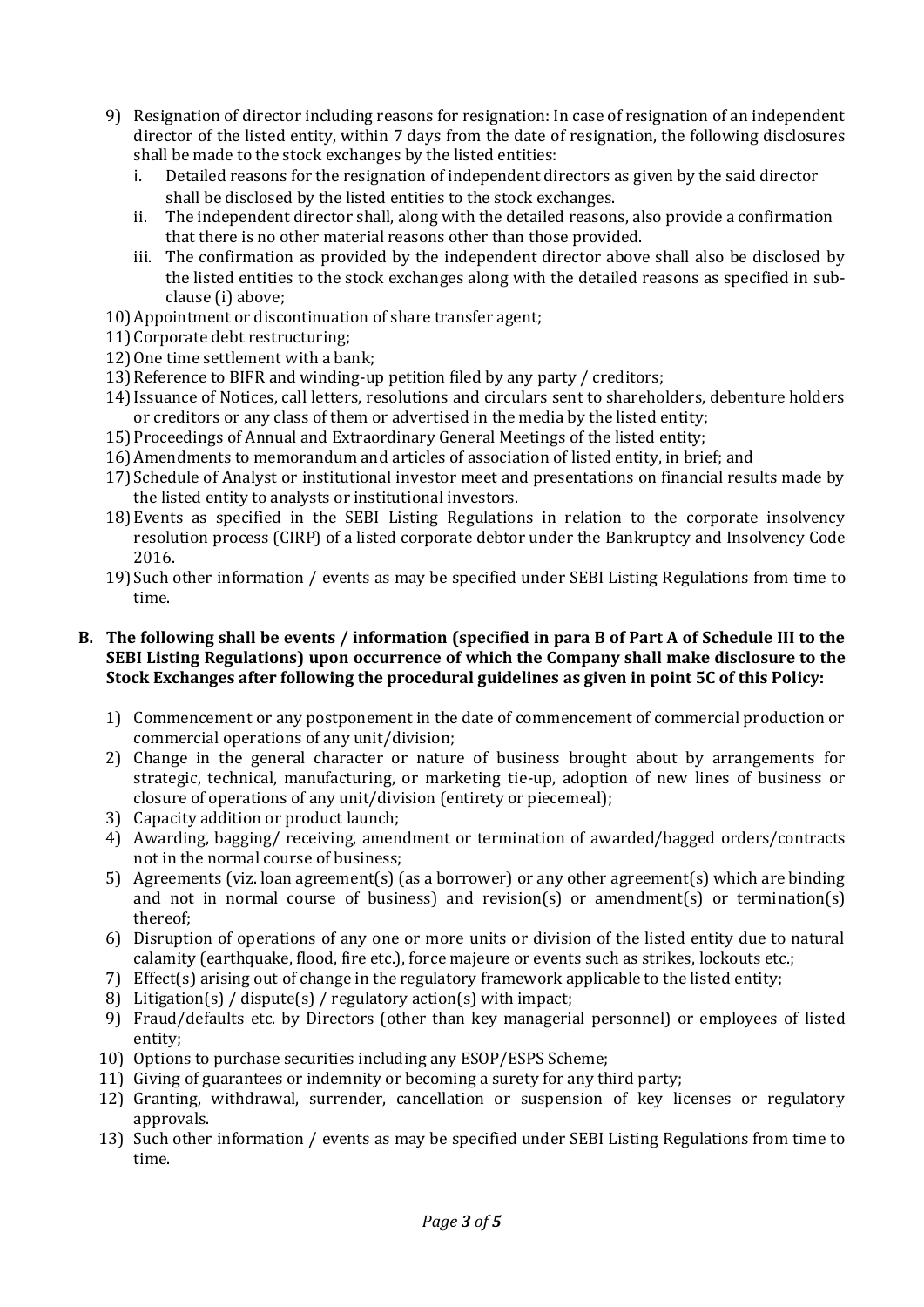9) Resignation of director including reasons for resignation: In case of resignation of an independent director of the listed entity, within 7 days from the date of resignation, the following disclosures shall be made to the stock exchanges by the listed entities:
   i. Detailed reasons for the resignation of independent directors as given by the said director shall be disclosed by the listed entities to the stock exchanges.
   ii. The independent director shall, along with the detailed reasons, also provide a confirmation that there is no other material reasons other than those provided.
   iii. The confirmation as provided by the independent director above shall also be disclosed by the listed entities to the stock exchanges along with the detailed reasons as specified in sub-clause (i) above;
10) Appointment or discontinuation of share transfer agent;
11) Corporate debt restructuring;
12) One time settlement with a bank;
13) Reference to BIFR and winding-up petition filed by any party / creditors;
14) Issuance of Notices, call letters, resolutions and circulars sent to shareholders, debenture holders or creditors or any class of them or advertised in the media by the listed entity;
15) Proceedings of Annual and Extraordinary General Meetings of the listed entity;
16) Amendments to memorandum and articles of association of listed entity, in brief; and
17) Schedule of Analyst or institutional investor meet and presentations on financial results made by the listed entity to analysts or institutional investors.
18) Events as specified in the SEBI Listing Regulations in relation to the corporate insolvency resolution process (CIRP) of a listed corporate debtor under the Bankruptcy and Insolvency Code 2016.
19) Such other information / events as may be specified under SEBI Listing Regulations from time to time.

**B. The following shall be events / information (specified in para B of Part A of Schedule III to the SEBI Listing Regulations) upon occurrence of which the Company shall make disclosure to the Stock Exchanges after following the procedural guidelines as given in point 5C of this Policy:**

1) Commencement or any postponement in the date of commencement of commercial production or commercial operations of any unit/division;
2) Change in the general character or nature of business brought about by arrangements for strategic, technical, manufacturing, or marketing tie-up, adoption of new lines of business or closure of operations of any unit/division (entirety or piecemeal);
3) Capacity addition or product launch;
4) Awarding, bagging/ receiving, amendment or termination of awarded/bagged orders/contracts not in the normal course of business;
5) Agreements (viz. loan agreement(s) (as a borrower) or any other agreement(s) which are binding and not in normal course of business) and revision(s) or amendment(s) or termination(s) thereof;
6) Disruption of operations of any one or more units or division of the listed entity due to natural calamity (earthquake, flood, fire etc.), force majeure or events such as strikes, lockouts etc.;
7) Effect(s) arising out of change in the regulatory framework applicable to the listed entity;
8) Litigation(s) / dispute(s) / regulatory action(s) with impact;
9) Fraud/defaults etc. by Directors (other than key managerial personnel) or employees of listed entity;
10) Options to purchase securities including any ESOP/ESPS Scheme;
11) Giving of guarantees or indemnity or becoming a surety for any third party;
12) Granting, withdrawal, surrender, cancellation or suspension of key licenses or regulatory approvals.
13) Such other information / events as may be specified under SEBI Listing Regulations from time to time.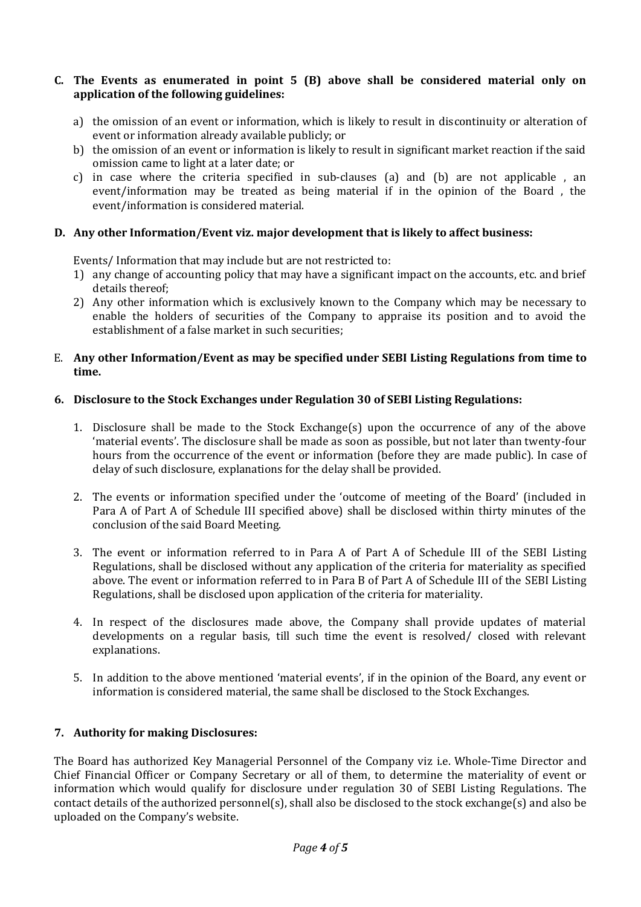**C. The Events as enumerated in point 5 (B) above shall be considered material only on application of the following guidelines:**

a) the omission of an event or information, which is likely to result in discontinuity or alteration of event or information already available publicly; or

b) the omission of an event or information is likely to result in significant market reaction if the said omission came to light at a later date; or

c) in case where the criteria specified in sub-clauses (a) and (b) are not applicable , an event/information may be treated as being material if in the opinion of the Board , the event/information is considered material.

**D. Any other Information/Event viz. major development that is likely to affect business:**

Events/ Information that may include but are not restricted to:

1) any change of accounting policy that may have a significant impact on the accounts, etc. and brief details thereof;
2) Any other information which is exclusively known to the Company which may be necessary to enable the holders of securities of the Company to appraise its position and to avoid the establishment of a false market in such securities;

E. **Any other Information/Event as may be specified under SEBI Listing Regulations from time to time.**

## 6. Disclosure to the Stock Exchanges under Regulation 30 of SEBI Listing Regulations:

1. Disclosure shall be made to the Stock Exchange(s) upon the occurrence of any of the above 'material events'. The disclosure shall be made as soon as possible, but not later than twenty-four hours from the occurrence of the event or information (before they are made public). In case of delay of such disclosure, explanations for the delay shall be provided.

2. The events or information specified under the 'outcome of meeting of the Board' (included in Para A of Part A of Schedule III specified above) shall be disclosed within thirty minutes of the conclusion of the said Board Meeting.

3. The event or information referred to in Para A of Part A of Schedule III of the SEBI Listing Regulations, shall be disclosed without any application of the criteria for materiality as specified above. The event or information referred to in Para B of Part A of Schedule III of the SEBI Listing Regulations, shall be disclosed upon application of the criteria for materiality.

4. In respect of the disclosures made above, the Company shall provide updates of material developments on a regular basis, till such time the event is resolved/ closed with relevant explanations.

5. In addition to the above mentioned 'material events', if in the opinion of the Board, any event or information is considered material, the same shall be disclosed to the Stock Exchanges.

## 7. Authority for making Disclosures:

The Board has authorized Key Managerial Personnel of the Company viz i.e. Whole-Time Director and Chief Financial Officer or Company Secretary or all of them, to determine the materiality of event or information which would qualify for disclosure under regulation 30 of SEBI Listing Regulations. The contact details of the authorized personnel(s), shall also be disclosed to the stock exchange(s) and also be uploaded on the Company's website.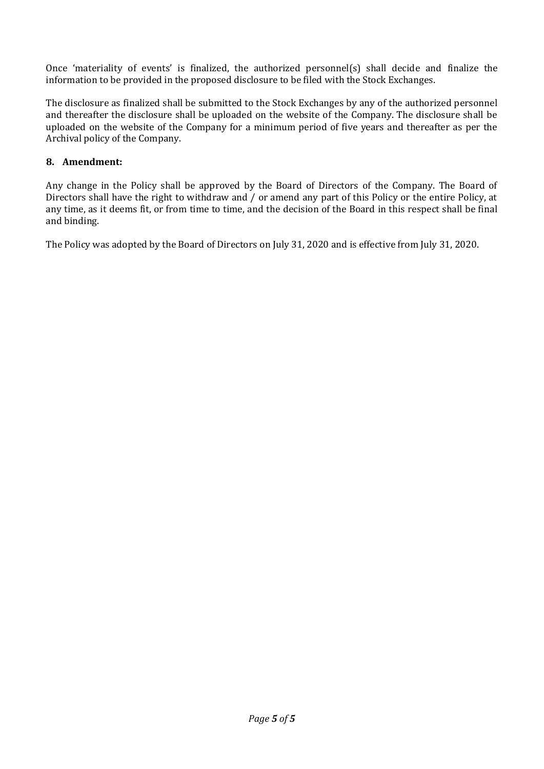Once 'materiality of events' is finalized, the authorized personnel(s) shall decide and finalize the information to be provided in the proposed disclosure to be filed with the Stock Exchanges.

The disclosure as finalized shall be submitted to the Stock Exchanges by any of the authorized personnel and thereafter the disclosure shall be uploaded on the website of the Company. The disclosure shall be uploaded on the website of the Company for a minimum period of five years and thereafter as per the Archival policy of the Company.

## 8. Amendment:

Any change in the Policy shall be approved by the Board of Directors of the Company. The Board of Directors shall have the right to withdraw and / or amend any part of this Policy or the entire Policy, at any time, as it deems fit, or from time to time, and the decision of the Board in this respect shall be final and binding.

The Policy was adopted by the Board of Directors on July 31, 2020 and is effective from July 31, 2020.